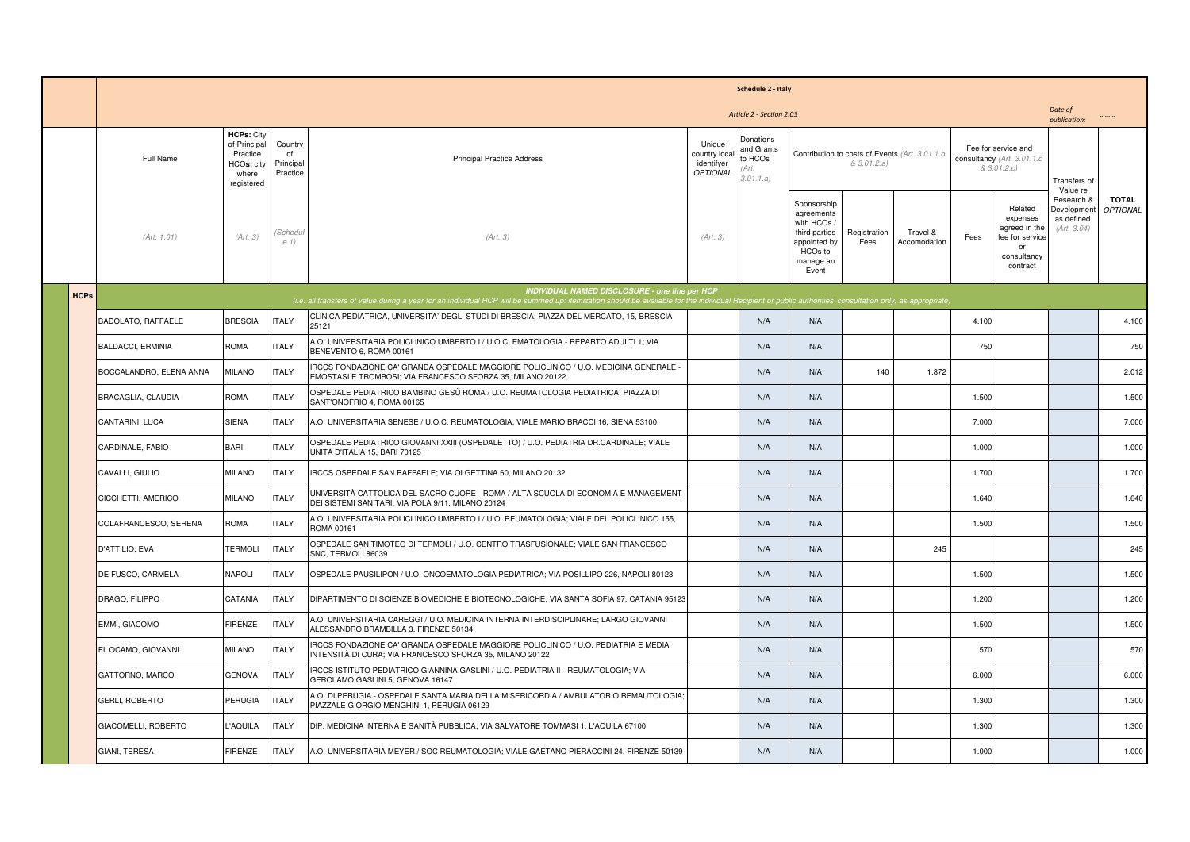# Schedule 2 - Italy

Article 2 - Section 2.03

Date of publication: ........

| | Full Name | HCPs: City of Principal Practice HCOs: city where registered | Country of Principal Practice | Principal Practice Address | Unique country local identifyer OPTIONAL | Donations and Grants to HCOs (Art. 3.01.1.a) | Contribution to costs of Events (Art. 3.01.1.b & 3.01.2.a) | | | Fee for service and consultancy (Art. 3.01.1.c & 3.01.2.c) | | Transfers of Value re Research & Development as defined (Art. 3.04) | TOTAL OPTIONAL |
|---|---|---|---|---|---|---|---|---|---|---|---|---|---|
| | (Art. 1.01) | (Art. 3) | (Schedule 1) | (Art. 3) | (Art. 3) | | Sponsorship agreements with HCOs / third parties appointed by HCOs to manage an Event | Registration Fees | Travel & Accomodation | Fees | Related expenses agreed in the fee for service or consultancy contract | | |
| HCPs | *INDIVIDUAL NAMED DISCLOSURE - one line per HCP* *(i.e. all transfers of value during a year for an individual HCP will be summed up: itemization should be available for the individual Recipient or public authorities' consultation only, as appropriate)* | | | | | | | | | | | | |
| | BADOLATO, RAFFAELE | BRESCIA | ITALY | CLINICA PEDIATRICA, UNIVERSITA' DEGLI STUDI DI BRESCIA; PIAZZA DEL MERCATO, 15, BRESCIA 25121 | | N/A | N/A | | | 4.100 | | | 4.100 |
| | BALDACCI, ERMINIA | ROMA | ITALY | A.O. UNIVERSITARIA POLICLINICO UMBERTO I / U.O.C. EMATOLOGIA - REPARTO ADULTI 1; VIA BENEVENTO 6, ROMA 00161 | | N/A | N/A | | | 750 | | | 750 |
| | BOCCALANDRO, ELENA ANNA | MILANO | ITALY | IRCCS FONDAZIONE CA' GRANDA OSPEDALE MAGGIORE POLICLINICO / U.O. MEDICINA GENERALE - EMOSTASI E TROMBOSI; VIA FRANCESCO SFORZA 35, MILANO 20122 | | N/A | N/A | 140 | 1.872 | | | | 2.012 |
| | BRACAGLIA, CLAUDIA | ROMA | ITALY | OSPEDALE PEDIATRICO BAMBINO GESÙ ROMA / U.O. REUMATOLOGIA PEDIATRICA; PIAZZA DI SANT'ONOFRIO 4, ROMA 00165 | | N/A | N/A | | | 1.500 | | | 1.500 |
| | CANTARINI, LUCA | SIENA | ITALY | A.O. UNIVERSITARIA SENESE / U.O.C. REUMATOLOGIA; VIALE MARIO BRACCI 16, SIENA 53100 | | N/A | N/A | | | 7.000 | | | 7.000 |
| | CARDINALE, FABIO | BARI | ITALY | OSPEDALE PEDIATRICO GIOVANNI XXIII (OSPEDALETTO) / U.O. PEDIATRIA DR.CARDINALE; VIALE UNITÀ D'ITALIA 15, BARI 70125 | | N/A | N/A | | | 1.000 | | | 1.000 |
| | CAVALLI, GIULIO | MILANO | ITALY | IRCCS OSPEDALE SAN RAFFAELE; VIA OLGETTINA 60, MILANO 20132 | | N/A | N/A | | | 1.700 | | | 1.700 |
| | CICCHETTI, AMERICO | MILANO | ITALY | UNIVERSITÀ CATTOLICA DEL SACRO CUORE - ROMA / ALTA SCUOLA DI ECONOMIA E MANAGEMENT DEI SISTEMI SANITARI; VIA POLA 9/11, MILANO 20124 | | N/A | N/A | | | 1.640 | | | 1.640 |
| | COLAFRANCESCO, SERENA | ROMA | ITALY | A.O. UNIVERSITARIA POLICLINICO UMBERTO I / U.O. REUMATOLOGIA; VIALE DEL POLICLINICO 155, ROMA 00161 | | N/A | N/A | | | 1.500 | | | 1.500 |
| | D'ATTILIO, EVA | TERMOLI | ITALY | OSPEDALE SAN TIMOTEO DI TERMOLI / U.O. CENTRO TRASFUSIONALE; VIALE SAN FRANCESCO SNC, TERMOLI 86039 | | N/A | N/A | | 245 | | | | 245 |
| | DE FUSCO, CARMELA | NAPOLI | ITALY | OSPEDALE PAUSILIPON / U.O. ONCOEMATOLOGIA PEDIATRICA; VIA POSILLIPO 226, NAPOLI 80123 | | N/A | N/A | | | 1.500 | | | 1.500 |
| | DRAGO, FILIPPO | CATANIA | ITALY | DIPARTIMENTO DI SCIENZE BIOMEDICHE E BIOTECNOLOGICHE; VIA SANTA SOFIA 97, CATANIA 95123 | | N/A | N/A | | | 1.200 | | | 1.200 |
| | EMMI, GIACOMO | FIRENZE | ITALY | A.O. UNIVERSITARIA CAREGGI / U.O. MEDICINA INTERNA INTERDISCIPLINARE; LARGO GIOVANNI ALESSANDRO BRAMBILLA 3, FIRENZE 50134 | | N/A | N/A | | | 1.500 | | | 1.500 |
| | FILOCAMO, GIOVANNI | MILANO | ITALY | IRCCS FONDAZIONE CA' GRANDA OSPEDALE MAGGIORE POLICLINICO / U.O. PEDIATRIA E MEDIA INTENSITÀ DI CURA; VIA FRANCESCO SFORZA 35, MILANO 20122 | | N/A | N/A | | | 570 | | | 570 |
| | GATTORNO, MARCO | GENOVA | ITALY | IRCCS ISTITUTO PEDIATRICO GIANNINA GASLINI / U.O. PEDIATRIA II - REUMATOLOGIA; VIA GEROLAMO GASLINI 5, GENOVA 16147 | | N/A | N/A | | | 6.000 | | | 6.000 |
| | GERLI, ROBERTO | PERUGIA | ITALY | A.O. DI PERUGIA - OSPEDALE SANTA MARIA DELLA MISERICORDIA / AMBULATORIO REMAUTOLOGIA; PIAZZALE GIORGIO MENGHINI 1, PERUGIA 06129 | | N/A | N/A | | | 1.300 | | | 1.300 |
| | GIACOMELLI, ROBERTO | L'AQUILA | ITALY | DIP. MEDICINA INTERNA E SANITÀ PUBBLICA; VIA SALVATORE TOMMASI 1, L'AQUILA 67100 | | N/A | N/A | | | 1.300 | | | 1.300 |
| | GIANI, TERESA | FIRENZE | ITALY | A.O. UNIVERSITARIA MEYER / SOC REUMATOLOGIA; VIALE GAETANO PIERACCINI 24, FIRENZE 50139 | | N/A | N/A | | | 1.000 | | | 1.000 |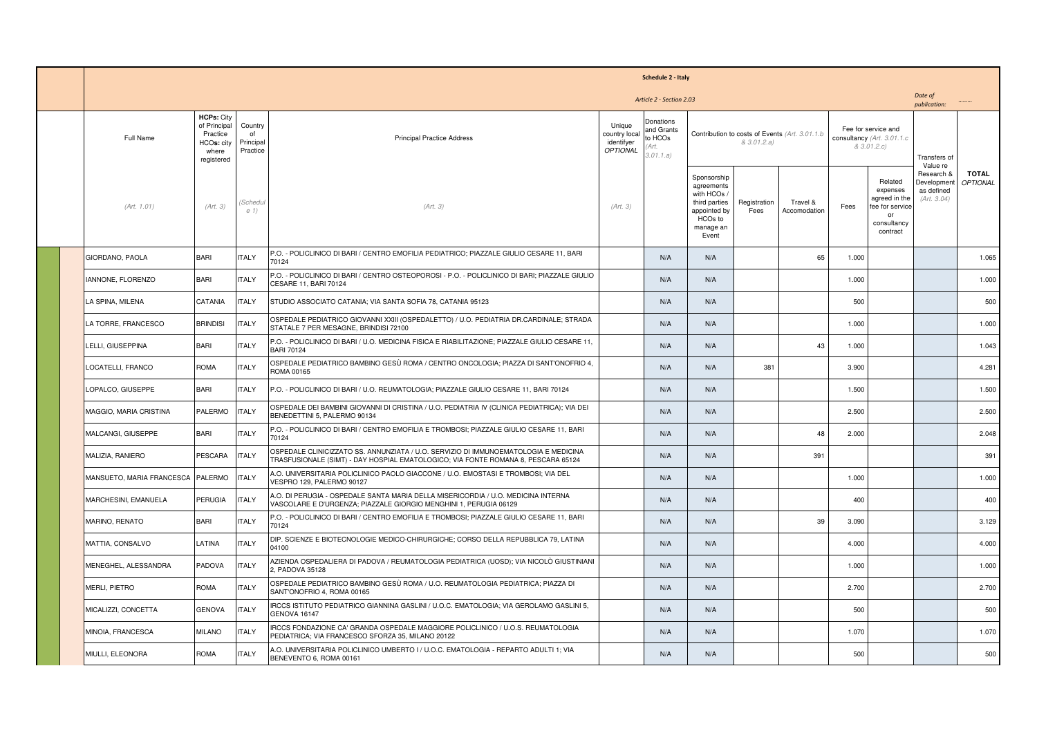**Schedule 2 - Italy**

*Article 2 - Section 2.03*

*Date of publication:* .........

| Full Name | HCPs: City of Principal Practice HCOs: city where registered | Country of Principal Practice | Principal Practice Address | Unique country local identifyer *OPTIONAL* | Donations and Grants to HCOs *(Art. 3.01.1.a)* | Contribution to costs of Events *(Art. 3.01.1.b & 3.01.2.a)* | | | Fee for service and consultancy *(Art. 3.01.1.c & 3.01.2.c)* | | Transfers of Value re Research & Development as defined *(Art. 3.04)* | **TOTAL** *OPTIONAL* |
|---|---|---|---|---|---|---|---|---|---|---|---|---|
| *(Art. 1.01)* | *(Art. 3)* | *(Schedule 1)* | *(Art. 3)* | *(Art. 3)* | | Sponsorship agreements with HCOs / third parties appointed by HCOs to manage an Event | Registration Fees | Travel & Accomodation | Fees | Related expenses agreed in the fee for service or consultancy contract | | |
| GIORDANO, PAOLA | BARI | ITALY | P.O. - POLICLINICO DI BARI / CENTRO EMOFILIA PEDIATRICO; PIAZZALE GIULIO CESARE 11, BARI 70124 | | N/A | N/A | | 65 | 1.000 | | | 1.065 |
| IANNONE, FLORENZO | BARI | ITALY | P.O. - POLICLINICO DI BARI / CENTRO OSTEOPOROSI - P.O. - POLICLINICO DI BARI; PIAZZALE GIULIO CESARE 11, BARI 70124 | | N/A | N/A | | | 1.000 | | | 1.000 |
| LA SPINA, MILENA | CATANIA | ITALY | STUDIO ASSOCIATO CATANIA; VIA SANTA SOFIA 78, CATANIA 95123 | | N/A | N/A | | | 500 | | | 500 |
| LA TORRE, FRANCESCO | BRINDISI | ITALY | OSPEDALE PEDIATRICO GIOVANNI XXIII (OSPEDALETTO) / U.O. PEDIATRIA DR.CARDINALE; STRADA STATALE 7 PER MESAGNE, BRINDISI 72100 | | N/A | N/A | | | 1.000 | | | 1.000 |
| LELLI, GIUSEPPINA | BARI | ITALY | P.O. - POLICLINICO DI BARI / U.O. MEDICINA FISICA E RIABILITAZIONE; PIAZZALE GIULIO CESARE 11, BARI 70124 | | N/A | N/A | | 43 | 1.000 | | | 1.043 |
| LOCATELLI, FRANCO | ROMA | ITALY | OSPEDALE PEDIATRICO BAMBINO GESÙ ROMA / CENTRO ONCOLOGIA; PIAZZA DI SANT'ONOFRIO 4, ROMA 00165 | | N/A | N/A | 381 | | 3.900 | | | 4.281 |
| LOPALCO, GIUSEPPE | BARI | ITALY | P.O. - POLICLINICO DI BARI / U.O. REUMATOLOGIA; PIAZZALE GIULIO CESARE 11, BARI 70124 | | N/A | N/A | | | 1.500 | | | 1.500 |
| MAGGIO, MARIA CRISTINA | PALERMO | ITALY | OSPEDALE DEI BAMBINI GIOVANNI DI CRISTINA / U.O. PEDIATRIA IV (CLINICA PEDIATRICA); VIA DEI BENEDETTINI 5, PALERMO 90134 | | N/A | N/A | | | 2.500 | | | 2.500 |
| MALCANGI, GIUSEPPE | BARI | ITALY | P.O. - POLICLINICO DI BARI / CENTRO EMOFILIA E TROMBOSI; PIAZZALE GIULIO CESARE 11, BARI 70124 | | N/A | N/A | | 48 | 2.000 | | | 2.048 |
| MALIZIA, RANIERO | PESCARA | ITALY | OSPEDALE CLINICIZZATO SS. ANNUNZIATA / U.O. SERVIZIO DI IMMUNOEMATOLOGIA E MEDICINA TRASFUSIONALE (SIMT) - DAY HOSPIAL EMATOLOGICO; VIA FONTE ROMANA 8, PESCARA 65124 | | N/A | N/A | | 391 | | | | 391 |
| MANSUETO, MARIA FRANCESCA | PALERMO | ITALY | A.O. UNIVERSITARIA POLICLINICO PAOLO GIACCONE / U.O. EMOSTASI E TROMBOSI; VIA DEL VESPRO 129, PALERMO 90127 | | N/A | N/A | | | 1.000 | | | 1.000 |
| MARCHESINI, EMANUELA | PERUGIA | ITALY | A.O. DI PERUGIA - OSPEDALE SANTA MARIA DELLA MISERICORDIA / U.O. MEDICINA INTERNA VASCOLARE E D'URGENZA; PIAZZALE GIORGIO MENGHINI 1, PERUGIA 06129 | | N/A | N/A | | | 400 | | | 400 |
| MARINO, RENATO | BARI | ITALY | P.O. - POLICLINICO DI BARI / CENTRO EMOFILIA E TROMBOSI; PIAZZALE GIULIO CESARE 11, BARI 70124 | | N/A | N/A | | 39 | 3.090 | | | 3.129 |
| MATTIA, CONSALVO | LATINA | ITALY | DIP. SCIENZE E BIOTECNOLOGIE MEDICO-CHIRURGICHE; CORSO DELLA REPUBBLICA 79, LATINA 04100 | | N/A | N/A | | | 4.000 | | | 4.000 |
| MENEGHEL, ALESSANDRA | PADOVA | ITALY | AZIENDA OSPEDALIERA DI PADOVA / REUMATOLOGIA PEDIATRICA (UOSD); VIA NICOLÒ GIUSTINIANI 2, PADOVA 35128 | | N/A | N/A | | | 1.000 | | | 1.000 |
| MERLI, PIETRO | ROMA | ITALY | OSPEDALE PEDIATRICO BAMBINO GESÙ ROMA / U.O. REUMATOLOGIA PEDIATRICA; PIAZZA DI SANT'ONOFRIO 4, ROMA 00165 | | N/A | N/A | | | 2.700 | | | 2.700 |
| MICALIZZI, CONCETTA | GENOVA | ITALY | IRCCS ISTITUTO PEDIATRICO GIANNINA GASLINI / U.O.C. EMATOLOGIA; VIA GEROLAMO GASLINI 5, GENOVA 16147 | | N/A | N/A | | | 500 | | | 500 |
| MINOIA, FRANCESCA | MILANO | ITALY | IRCCS FONDAZIONE CA' GRANDA OSPEDALE MAGGIORE POLICLINICO / U.O.S. REUMATOLOGIA PEDIATRICA; VIA FRANCESCO SFORZA 35, MILANO 20122 | | N/A | N/A | | | 1.070 | | | 1.070 |
| MIULLI, ELEONORA | ROMA | ITALY | A.O. UNIVERSITARIA POLICLINICO UMBERTO I / U.O.C. EMATOLOGIA - REPARTO ADULTI 1; VIA BENEVENTO 6, ROMA 00161 | | N/A | N/A | | | 500 | | | 500 |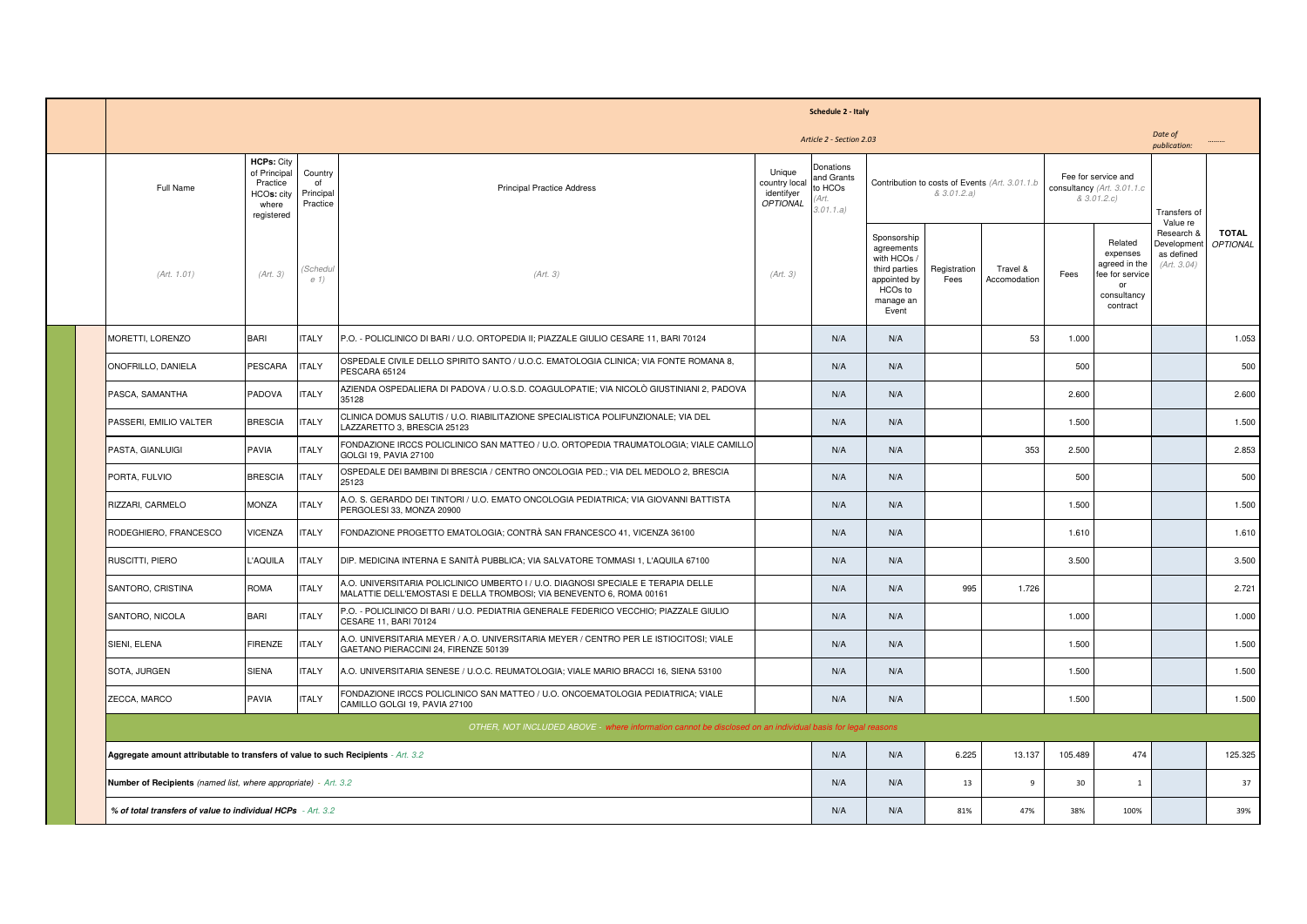| | | | | | | | | | | | | |
|---|---|---|---|---|---|---|---|---|---|---|---|---|
| **Schedule 2 - Italy** | | | | | | | | | | | | |
| *Article 2 - Section 2.03* | | | | | | | | | | | *Date of publication:* | ......... |
| Full Name | **HCPs:** City of Principal Practice **HCOs:** city where registered | Country of Principal Practice | Principal Practice Address | Unique country local identifyer *OPTIONAL* | Donations and Grants to HCOs *(Art. 3.01.1.a)* | Contribution to costs of Events *(Art. 3.01.1.b & 3.01.2.a)* | | | Fee for service and consultancy *(Art. 3.01.1.c & 3.01.2.c)* | | Transfers of Value re Research & Development as defined *(Art. 3.04)* | **TOTAL** *OPTIONAL* |
| *(Art. 1.01)* | *(Art. 3)* | *(Schedule 1)* | *(Art. 3)* | *(Art. 3)* | | Sponsorship agreements with HCOs / third parties appointed by HCOs to manage an Event | Registration Fees | Travel & Accomodation | Fees | Related expenses agreed in the fee for service or consultancy contract | | |
| MORETTI, LORENZO | BARI | ITALY | P.O. - POLICLINICO DI BARI / U.O. ORTOPEDIA II; PIAZZALE GIULIO CESARE 11, BARI 70124 | | N/A | N/A | | 53 | 1.000 | | | 1.053 |
| ONOFRILLO, DANIELA | PESCARA | ITALY | OSPEDALE CIVILE DELLO SPIRITO SANTO / U.O.C. EMATOLOGIA CLINICA; VIA FONTE ROMANA 8, PESCARA 65124 | | N/A | N/A | | | 500 | | | 500 |
| PASCA, SAMANTHA | PADOVA | ITALY | AZIENDA OSPEDALIERA DI PADOVA / U.O.S.D. COAGULOPATIE; VIA NICOLÒ GIUSTINIANI 2, PADOVA 35128 | | N/A | N/A | | | 2.600 | | | 2.600 |
| PASSERI, EMILIO VALTER | BRESCIA | ITALY | CLINICA DOMUS SALUTIS / U.O. RIABILITAZIONE SPECIALISTICA POLIFUNZIONALE; VIA DEL LAZZARETTO 3, BRESCIA 25123 | | N/A | N/A | | | 1.500 | | | 1.500 |
| PASTA, GIANLUIGI | PAVIA | ITALY | FONDAZIONE IRCCS POLICLINICO SAN MATTEO / U.O. ORTOPEDIA TRAUMATOLOGIA; VIALE CAMILLO GOLGI 19, PAVIA 27100 | | N/A | N/A | | 353 | 2.500 | | | 2.853 |
| PORTA, FULVIO | BRESCIA | ITALY | OSPEDALE DEI BAMBINI DI BRESCIA / CENTRO ONCOLOGIA PED.; VIA DEL MEDOLO 2, BRESCIA 25123 | | N/A | N/A | | | 500 | | | 500 |
| RIZZARI, CARMELO | MONZA | ITALY | A.O. S. GERARDO DEI TINTORI / U.O. EMATO ONCOLOGIA PEDIATRICA; VIA GIOVANNI BATTISTA PERGOLESI 33, MONZA 20900 | | N/A | N/A | | | 1.500 | | | 1.500 |
| RODEGHIERO, FRANCESCO | VICENZA | ITALY | FONDAZIONE PROGETTO EMATOLOGIA; CONTRÀ SAN FRANCESCO 41, VICENZA 36100 | | N/A | N/A | | | 1.610 | | | 1.610 |
| RUSCITTI, PIERO | L'AQUILA | ITALY | DIP. MEDICINA INTERNA E SANITÀ PUBBLICA; VIA SALVATORE TOMMASI 1, L'AQUILA 67100 | | N/A | N/A | | | 3.500 | | | 3.500 |
| SANTORO, CRISTINA | ROMA | ITALY | A.O. UNIVERSITARIA POLICLINICO UMBERTO I / U.O. DIAGNOSI SPECIALE E TERAPIA DELLE MALATTIE DELL'EMOSTASI E DELLA TROMBOSI; VIA BENEVENTO 6, ROMA 00161 | | N/A | N/A | 995 | 1.726 | | | | 2.721 |
| SANTORO, NICOLA | BARI | ITALY | P.O. - POLICLINICO DI BARI / U.O. PEDIATRIA GENERALE FEDERICO VECCHIO; PIAZZALE GIULIO CESARE 11, BARI 70124 | | N/A | N/A | | | 1.000 | | | 1.000 |
| SIENI, ELENA | FIRENZE | ITALY | A.O. UNIVERSITARIA MEYER / A.O. UNIVERSITARIA MEYER / CENTRO PER LE ISTIOCITOSI; VIALE GAETANO PIERACCINI 24, FIRENZE 50139 | | N/A | N/A | | | 1.500 | | | 1.500 |
| SOTA, JURGEN | SIENA | ITALY | A.O. UNIVERSITARIA SENESE / U.O.C. REUMATOLOGIA; VIALE MARIO BRACCI 16, SIENA 53100 | | N/A | N/A | | | 1.500 | | | 1.500 |
| ZECCA, MARCO | PAVIA | ITALY | FONDAZIONE IRCCS POLICLINICO SAN MATTEO / U.O. ONCOEMATOLOGIA PEDIATRICA; VIALE CAMILLO GOLGI 19, PAVIA 27100 | | N/A | N/A | | | 1.500 | | | 1.500 |
| *OTHER, NOT INCLUDED ABOVE - where information cannot be disclosed on an individual basis for legal reasons* | | | | | | | | | | | | |
| **Aggregate amount attributable to transfers of value to such Recipients** - *Art. 3.2* | | | | | N/A | N/A | 6.225 | 13.137 | 105.489 | 474 | | 125.325 |
| **Number of Recipients** *(named list, where appropriate)* - *Art. 3.2* | | | | | N/A | N/A | 13 | 9 | 30 | 1 | | 37 |
| ***% of total transfers of value to individual HCPs*** - *Art. 3.2* | | | | | N/A | N/A | 81% | 47% | 38% | 100% | | 39% |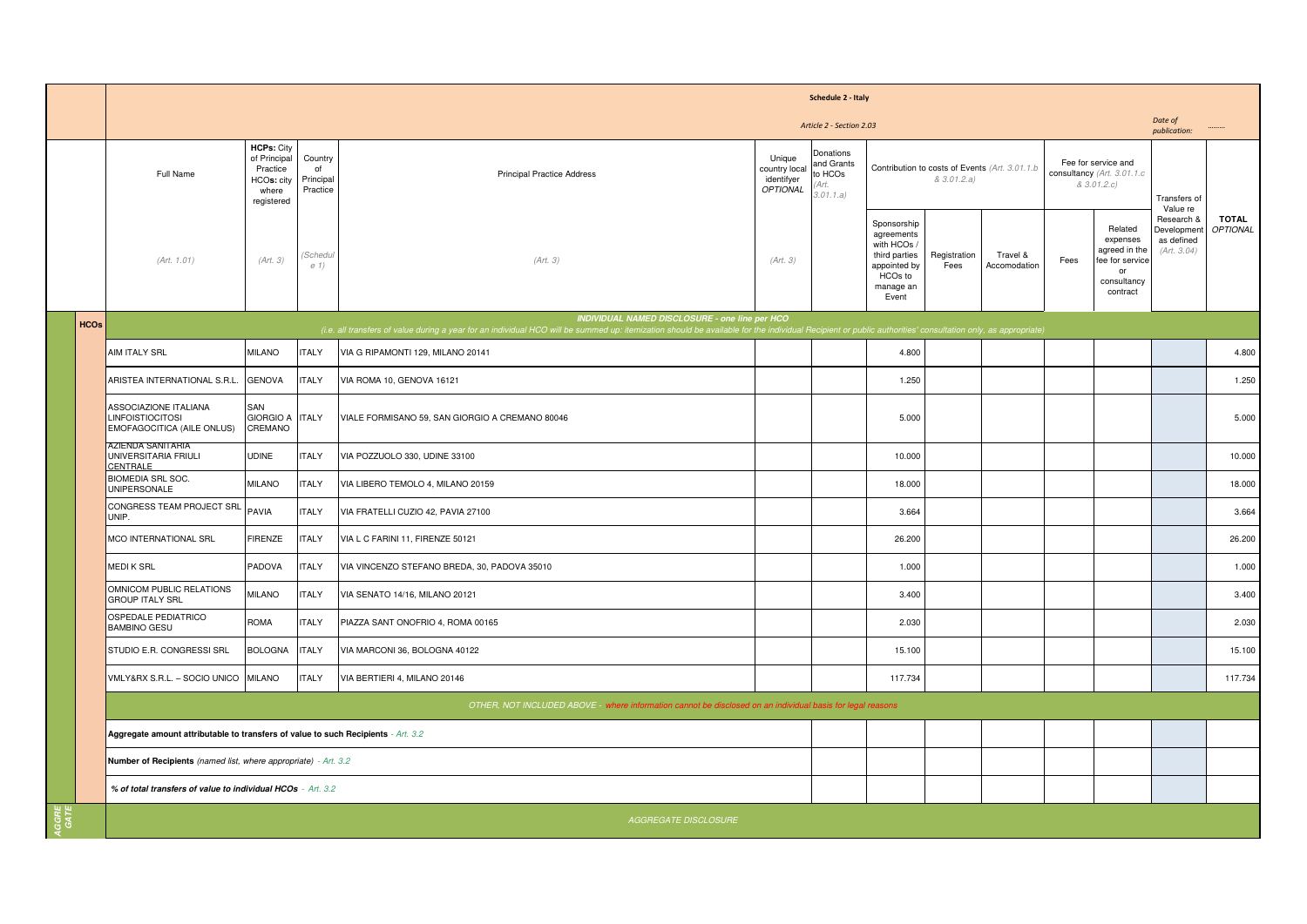| | | | | | | | | | | | | | | |
|---|---|---|---|---|---|---|---|---|---|---|---|---|---|---|
| | **Schedule 2 - Italy** | | | | | | | | | | | | | |
| | *Article 2 - Section 2.03* | | | | | | | | | | | | *Date of publication:* | ......... |
| | Full Name | **HCPs:** City of Principal Practice **HCOs:** city where registered | Country of Principal Practice | Principal Practice Address | Unique country local identifyer *OPTIONAL* | Donations and Grants to HCOs *(Art. 3.01.1.a)* | Contribution to costs of Events *(Art. 3.01.1.b & 3.01.2.a)* | | | Fee for service and consultancy *(Art. 3.01.1.c & 3.01.2.c)* | | Transfers of Value re Research & Development as defined *(Art. 3.04)* | **TOTAL** *OPTIONAL* |
| | *(Art. 1.01)* | *(Art. 3)* | *(Schedule 1)* | *(Art. 3)* | *(Art. 3)* | | Sponsorship agreements with HCOs / third parties appointed by HCOs to manage an Event | Registration Fees | Travel & Accomodation | Fees | Related expenses agreed in the fee for service or consultancy contract | | |
| **HCOs** | ***INDIVIDUAL NAMED DISCLOSURE - one line per HCO*** *(i.e. all transfers of value during a year for an individual HCO will be summed up: itemization should be available for the individual Recipient or public authorities' consultation only, as appropriate)* | | | | | | | | | | | | |
| | AIM ITALY SRL | MILANO | ITALY | VIA G RIPAMONTI 129, MILANO 20141 | | | 4.800 | | | | | | 4.800 |
| | ARISTEA INTERNATIONAL S.R.L. | GENOVA | ITALY | VIA ROMA 10, GENOVA 16121 | | | 1.250 | | | | | | 1.250 |
| | ASSOCIAZIONE ITALIANA LINFOISTIOCITOSI EMOFAGOCITICA (AILE ONLUS) | SAN GIORGIO A CREMANO | ITALY | VIALE FORMISANO 59, SAN GIORGIO A CREMANO 80046 | | | 5.000 | | | | | | 5.000 |
| | AZIENDA SANITARIA UNIVERSITARIA FRIULI CENTRALE | UDINE | ITALY | VIA POZZUOLO 330, UDINE 33100 | | | 10.000 | | | | | | 10.000 |
| | BIOMEDIA SRL SOC. UNIPERSONALE | MILANO | ITALY | VIA LIBERO TEMOLO 4, MILANO 20159 | | | 18.000 | | | | | | 18.000 |
| | CONGRESS TEAM PROJECT SRL UNIP. | PAVIA | ITALY | VIA FRATELLI CUZIO 42, PAVIA 27100 | | | 3.664 | | | | | | 3.664 |
| | MCO INTERNATIONAL SRL | FIRENZE | ITALY | VIA L C FARINI 11, FIRENZE 50121 | | | 26.200 | | | | | | 26.200 |
| | MEDI K SRL | PADOVA | ITALY | VIA VINCENZO STEFANO BREDA, 30, PADOVA 35010 | | | 1.000 | | | | | | 1.000 |
| | OMNICOM PUBLIC RELATIONS GROUP ITALY SRL | MILANO | ITALY | VIA SENATO 14/16, MILANO 20121 | | | 3.400 | | | | | | 3.400 |
| | OSPEDALE PEDIATRICO BAMBINO GESU | ROMA | ITALY | PIAZZA SANT ONOFRIO 4, ROMA 00165 | | | 2.030 | | | | | | 2.030 |
| | STUDIO E.R. CONGRESSI SRL | BOLOGNA | ITALY | VIA MARCONI 36, BOLOGNA 40122 | | | 15.100 | | | | | | 15.100 |
| | VMLY&RX S.R.L. – SOCIO UNICO | MILANO | ITALY | VIA BERTIERI 4, MILANO 20146 | | | 117.734 | | | | | | 117.734 |
| | *OTHER, NOT INCLUDED ABOVE - where information cannot be disclosed on an individual basis for legal reasons* | | | | | | | | | | | | |
| | **Aggregate amount attributable to transfers of value to such Recipients** *- Art. 3.2* | | | | | | | | | | | | |
| | **Number of Recipients** *(named list, where appropriate) - Art. 3.2* | | | | | | | | | | | | |
| | ***% of total transfers of value to individual HCOs*** *- Art. 3.2* | | | | | | | | | | | | |
| *AGGREGATE* | *AGGREGATE DISCLOSURE* | | | | | | | | | | | | |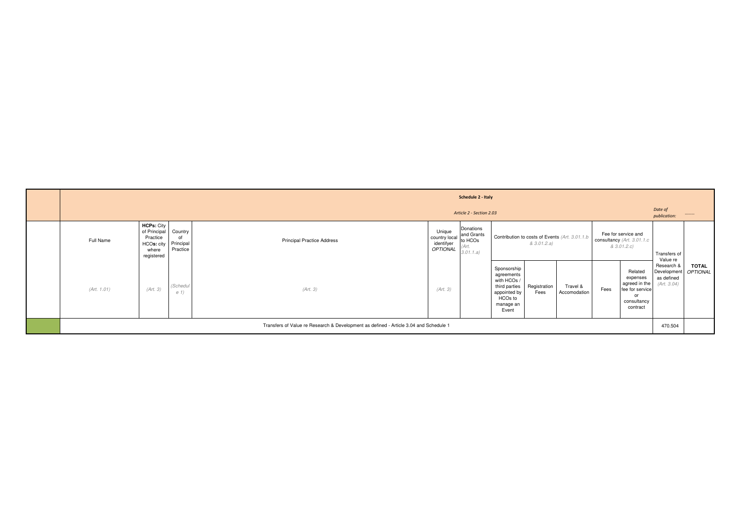| | Schedule 2 - Italy | | | | | | | | | | | | |
|---|---|---|---|---|---|---|---|---|---|---|---|---|---|
| | *Article 2 - Section 2.03* | | | | | | | | | | | *Date of publication:* | ......... |
| | Full Name | **HCPs:** City of Principal Practice **HCOs:** city where registered | Country of Principal Practice | Principal Practice Address | Unique country local identifyer *OPTIONAL* | Donations and Grants to HCOs *(Art. 3.01.1.a)* | Contribution to costs of Events *(Art. 3.01.1.b & 3.01.2.a)* | | | Fee for service and consultancy *(Art. 3.01.1.c & 3.01.2.c)* | | Transfers of Value re Research & Development as defined *(Art. 3.04)* | **TOTAL** *OPTIONAL* |
| | *(Art. 1.01)* | *(Art. 3)* | *(Schedule 1)* | *(Art. 3)* | *(Art. 3)* | | Sponsorship agreements with HCOs / third parties appointed by HCOs to manage an Event | Registration Fees | Travel & Accomodation | Fees | Related expenses agreed in the fee for service or consultancy contract | | |
| | Transfers of Value re Research & Development as defined - Article 3.04 and Schedule 1 | | | | | | | | | | | 470.504 | |